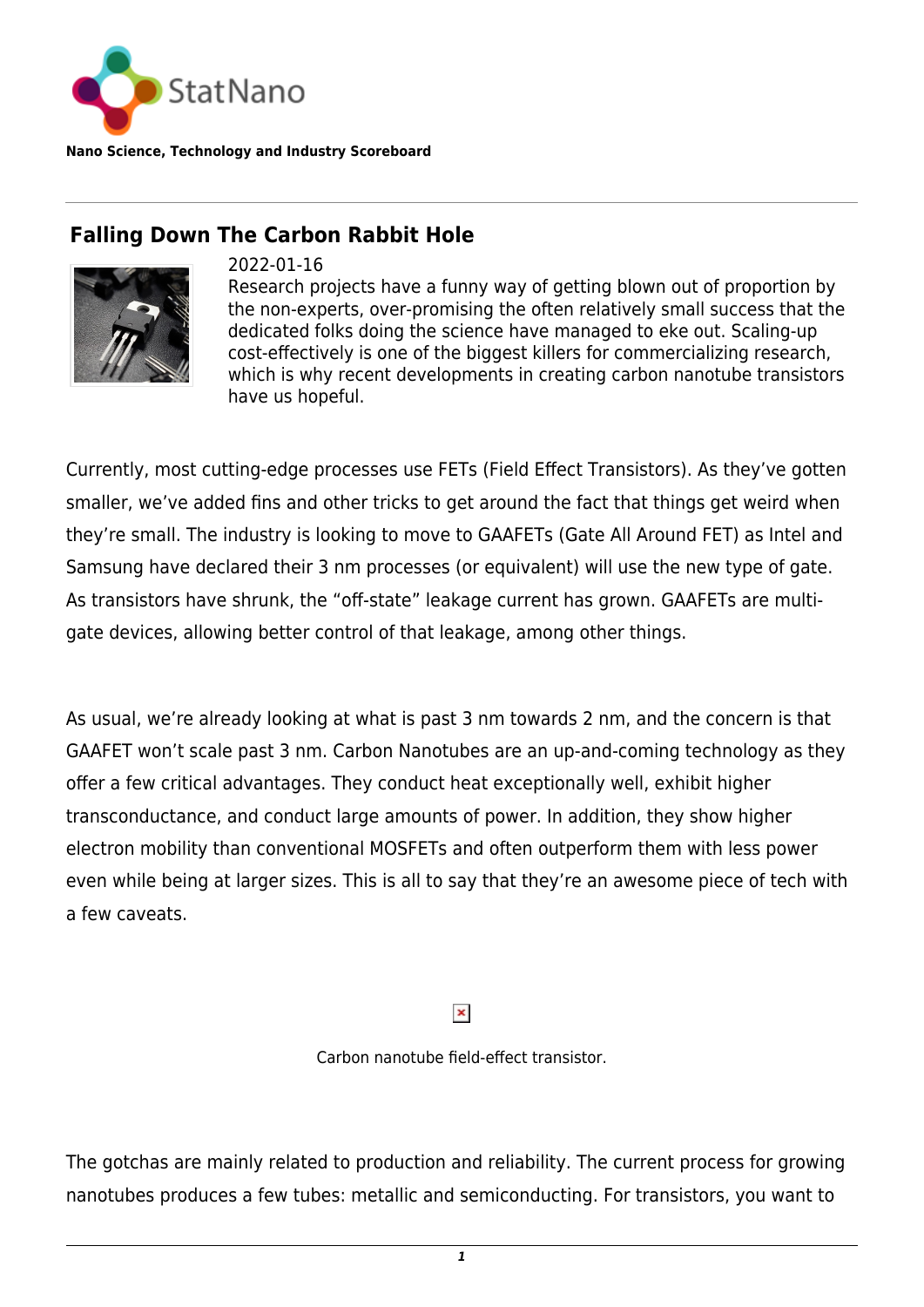StatNano

**Nano Science, Technology and Industry Scoreboard**

## Falling Down The Carbon Rabbit Hole

2022-01-16

Research projects have a funny way of getting blown out of proportion by the non-experts, over-promising the often relatively small success that the dedicated folks doing the science have managed to eke out. Scaling-up cost-effectively is one of the biggest killers for commercializing research, which is why recent developments in creating carbon nanotube transistors have us hopeful.

Currently, most cutting-edge processes use FETs (Field Effect Transistors). As they've gotten smaller, we've added fins and other tricks to get around the fact that things get weird when they're small. The industry is looking to move to GAAFETs (Gate All Around FET) as Intel and Samsung have declared their 3 nm processes (or equivalent) will use the new type of gate. As transistors have shrunk, the "off-state" leakage current has grown. GAAFETs are multi-gate devices, allowing better control of that leakage, among other things.

As usual, we're already looking at what is past 3 nm towards 2 nm, and the concern is that GAAFET won't scale past 3 nm. Carbon Nanotubes are an up-and-coming technology as they offer a few critical advantages. They conduct heat exceptionally well, exhibit higher transconductance, and conduct large amounts of power. In addition, they show higher electron mobility than conventional MOSFETs and often outperform them with less power even while being at larger sizes. This is all to say that they're an awesome piece of tech with a few caveats.

Carbon nanotube field-effect transistor.

The gotchas are mainly related to production and reliability. The current process for growing nanotubes produces a few tubes: metallic and semiconducting. For transistors, you want to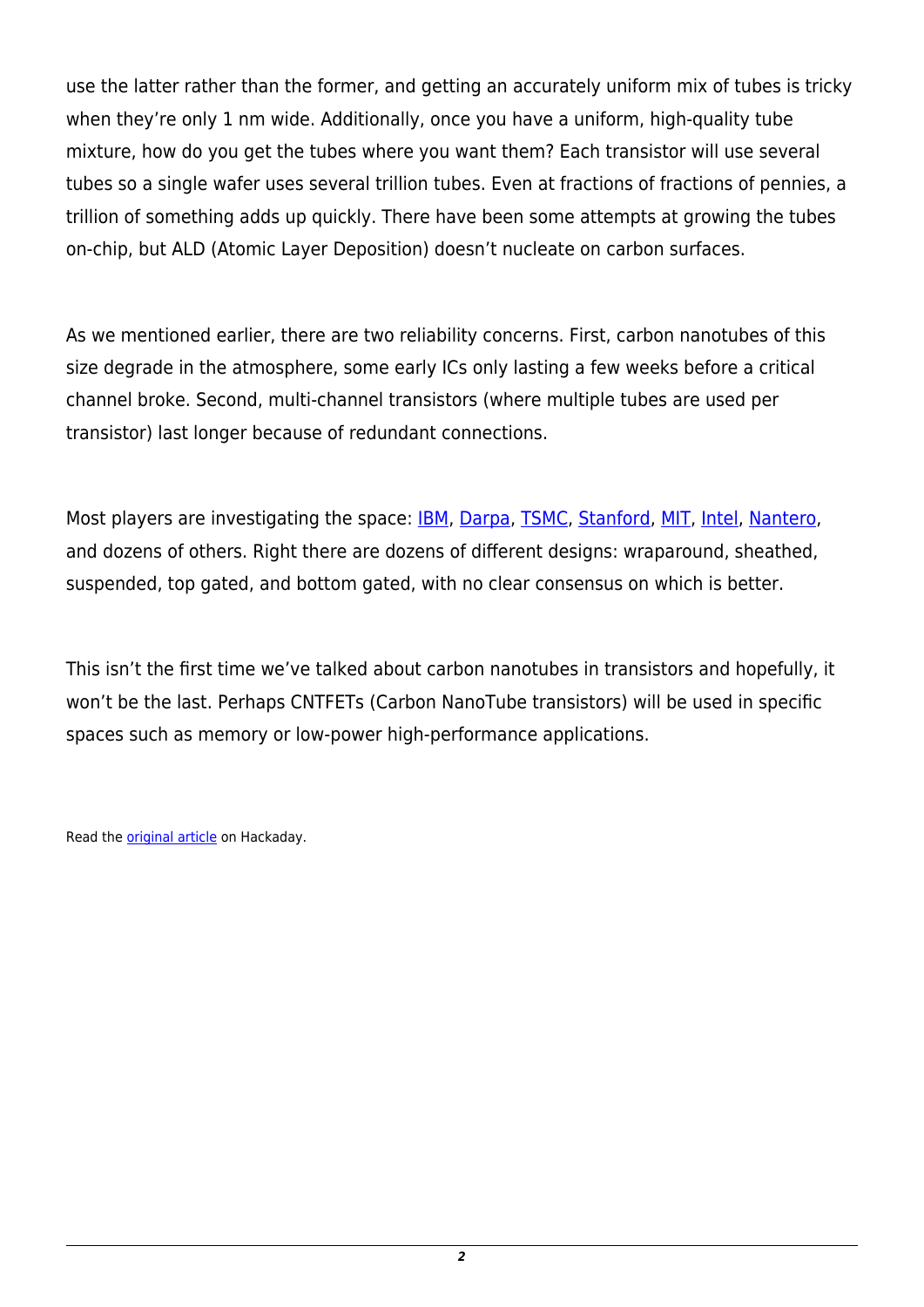use the latter rather than the former, and getting an accurately uniform mix of tubes is tricky when they're only 1 nm wide. Additionally, once you have a uniform, high-quality tube mixture, how do you get the tubes where you want them? Each transistor will use several tubes so a single wafer uses several trillion tubes. Even at fractions of fractions of pennies, a trillion of something adds up quickly. There have been some attempts at growing the tubes on-chip, but ALD (Atomic Layer Deposition) doesn't nucleate on carbon surfaces.

As we mentioned earlier, there are two reliability concerns. First, carbon nanotubes of this size degrade in the atmosphere, some early ICs only lasting a few weeks before a critical channel broke. Second, multi-channel transistors (where multiple tubes are used per transistor) last longer because of redundant connections.

Most players are investigating the space: IBM, Darpa, TSMC, Stanford, MIT, Intel, Nantero, and dozens of others. Right there are dozens of different designs: wraparound, sheathed, suspended, top gated, and bottom gated, with no clear consensus on which is better.

This isn't the first time we've talked about carbon nanotubes in transistors and hopefully, it won't be the last. Perhaps CNTFETs (Carbon NanoTube transistors) will be used in specific spaces such as memory or low-power high-performance applications.

Read the original article on Hackaday.